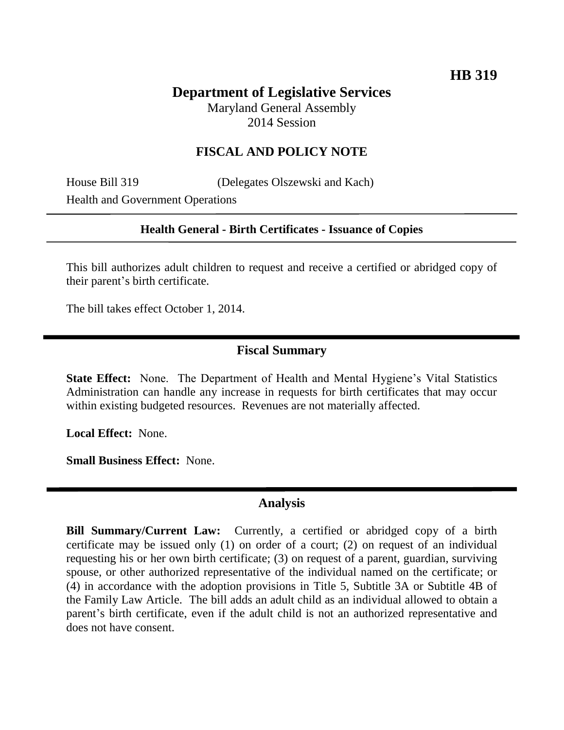**HB 319**

# Department of Legislative Services

Maryland General Assembly
2014 Session

## FISCAL AND POLICY NOTE

House Bill 319 (Delegates Olszewski and Kach)
Health and Government Operations

**Health General - Birth Certificates - Issuance of Copies**

This bill authorizes adult children to request and receive a certified or abridged copy of their parent's birth certificate.

The bill takes effect October 1, 2014.

## Fiscal Summary

**State Effect:** None. The Department of Health and Mental Hygiene's Vital Statistics Administration can handle any increase in requests for birth certificates that may occur within existing budgeted resources. Revenues are not materially affected.

**Local Effect:** None.

**Small Business Effect:** None.

## Analysis

**Bill Summary/Current Law:** Currently, a certified or abridged copy of a birth certificate may be issued only (1) on order of a court; (2) on request of an individual requesting his or her own birth certificate; (3) on request of a parent, guardian, surviving spouse, or other authorized representative of the individual named on the certificate; or (4) in accordance with the adoption provisions in Title 5, Subtitle 3A or Subtitle 4B of the Family Law Article. The bill adds an adult child as an individual allowed to obtain a parent's birth certificate, even if the adult child is not an authorized representative and does not have consent.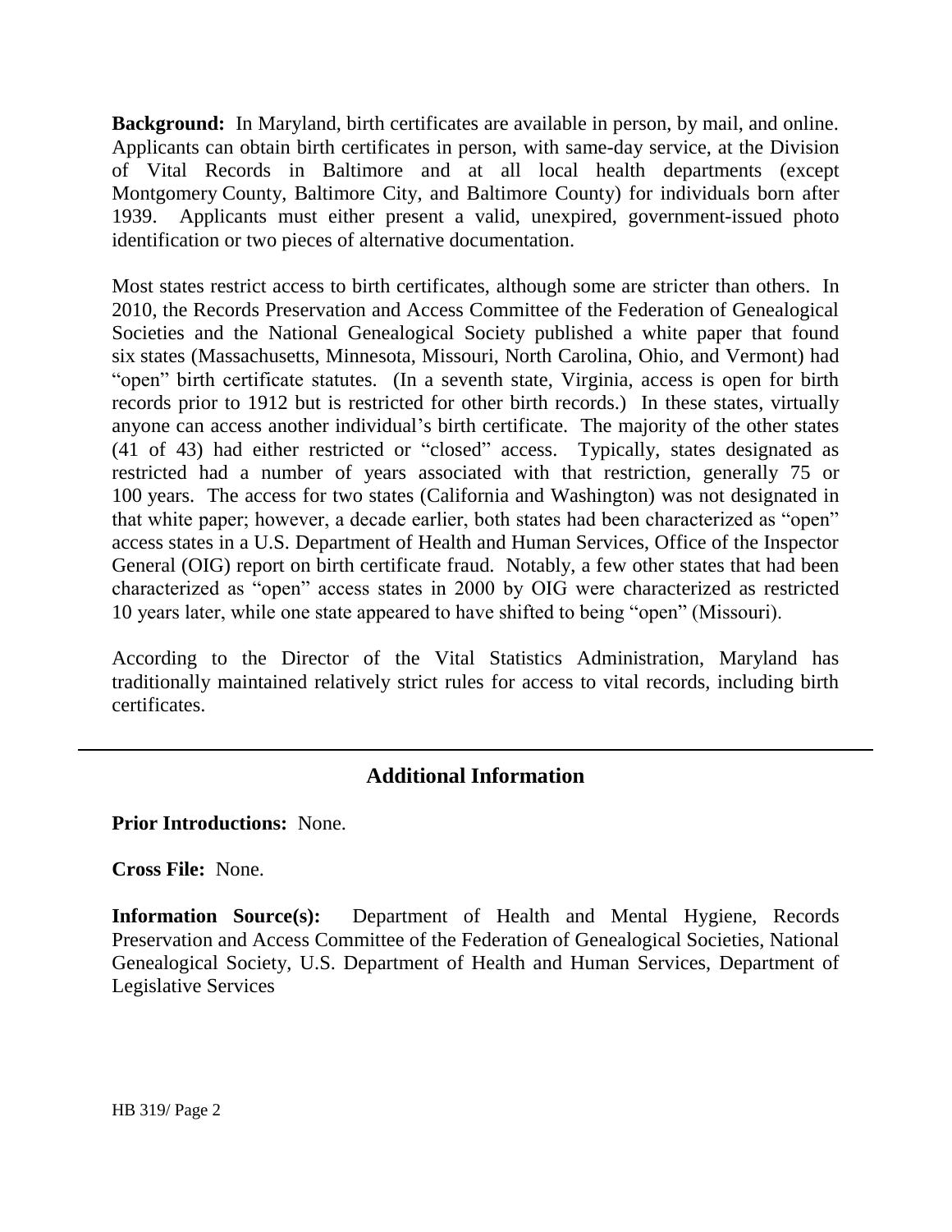**Background:** In Maryland, birth certificates are available in person, by mail, and online. Applicants can obtain birth certificates in person, with same-day service, at the Division of Vital Records in Baltimore and at all local health departments (except Montgomery County, Baltimore City, and Baltimore County) for individuals born after 1939. Applicants must either present a valid, unexpired, government-issued photo identification or two pieces of alternative documentation.

Most states restrict access to birth certificates, although some are stricter than others. In 2010, the Records Preservation and Access Committee of the Federation of Genealogical Societies and the National Genealogical Society published a white paper that found six states (Massachusetts, Minnesota, Missouri, North Carolina, Ohio, and Vermont) had "open" birth certificate statutes. (In a seventh state, Virginia, access is open for birth records prior to 1912 but is restricted for other birth records.) In these states, virtually anyone can access another individual's birth certificate. The majority of the other states (41 of 43) had either restricted or "closed" access. Typically, states designated as restricted had a number of years associated with that restriction, generally 75 or 100 years. The access for two states (California and Washington) was not designated in that white paper; however, a decade earlier, both states had been characterized as "open" access states in a U.S. Department of Health and Human Services, Office of the Inspector General (OIG) report on birth certificate fraud. Notably, a few other states that had been characterized as "open" access states in 2000 by OIG were characterized as restricted 10 years later, while one state appeared to have shifted to being "open" (Missouri).

According to the Director of the Vital Statistics Administration, Maryland has traditionally maintained relatively strict rules for access to vital records, including birth certificates.

---

## Additional Information

**Prior Introductions:** None.

**Cross File:** None.

**Information Source(s):** Department of Health and Mental Hygiene, Records Preservation and Access Committee of the Federation of Genealogical Societies, National Genealogical Society, U.S. Department of Health and Human Services, Department of Legislative Services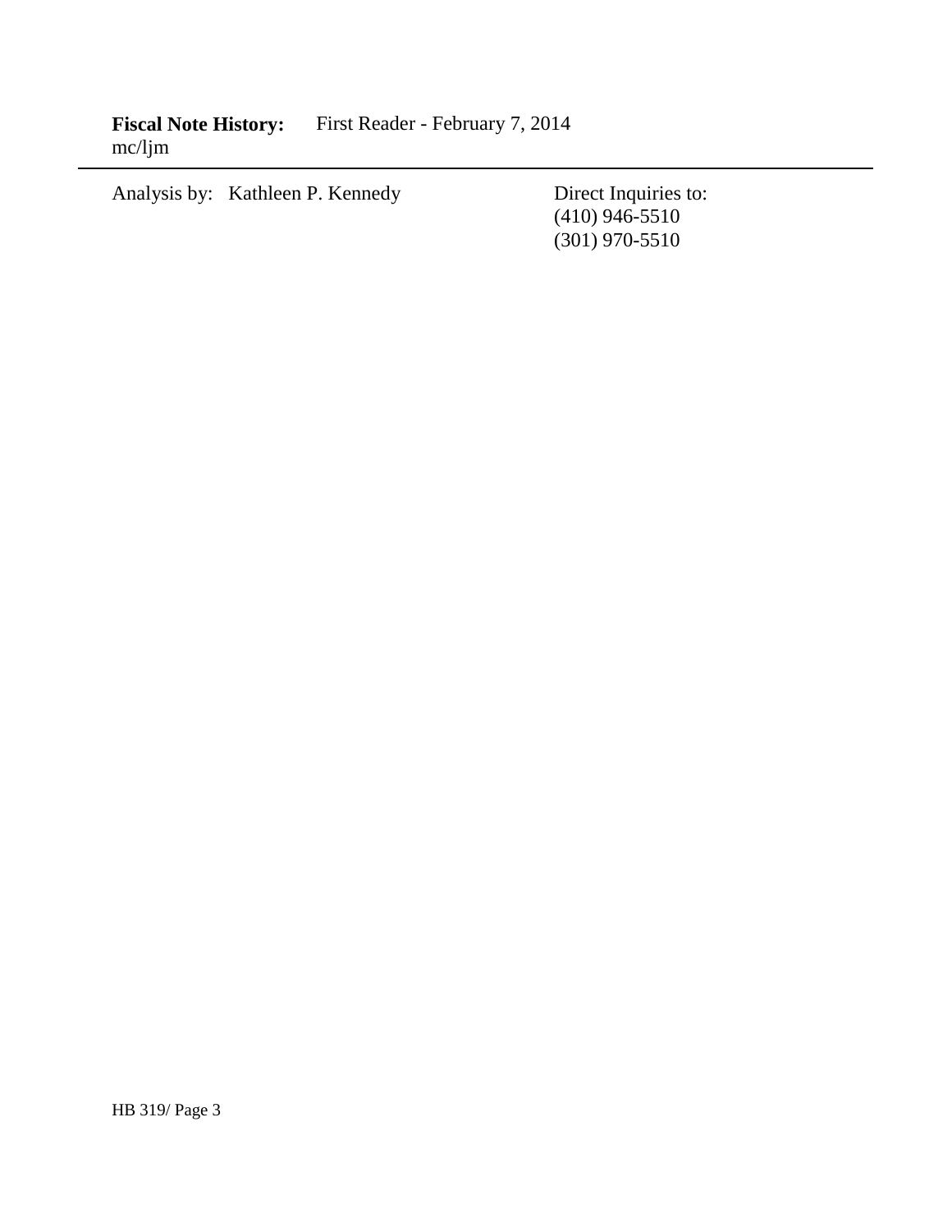**Fiscal Note History:** First Reader - February 7, 2014
mc/ljm

---

Analysis by: Kathleen P. Kennedy

Direct Inquiries to:
(410) 946-5510
(301) 970-5510